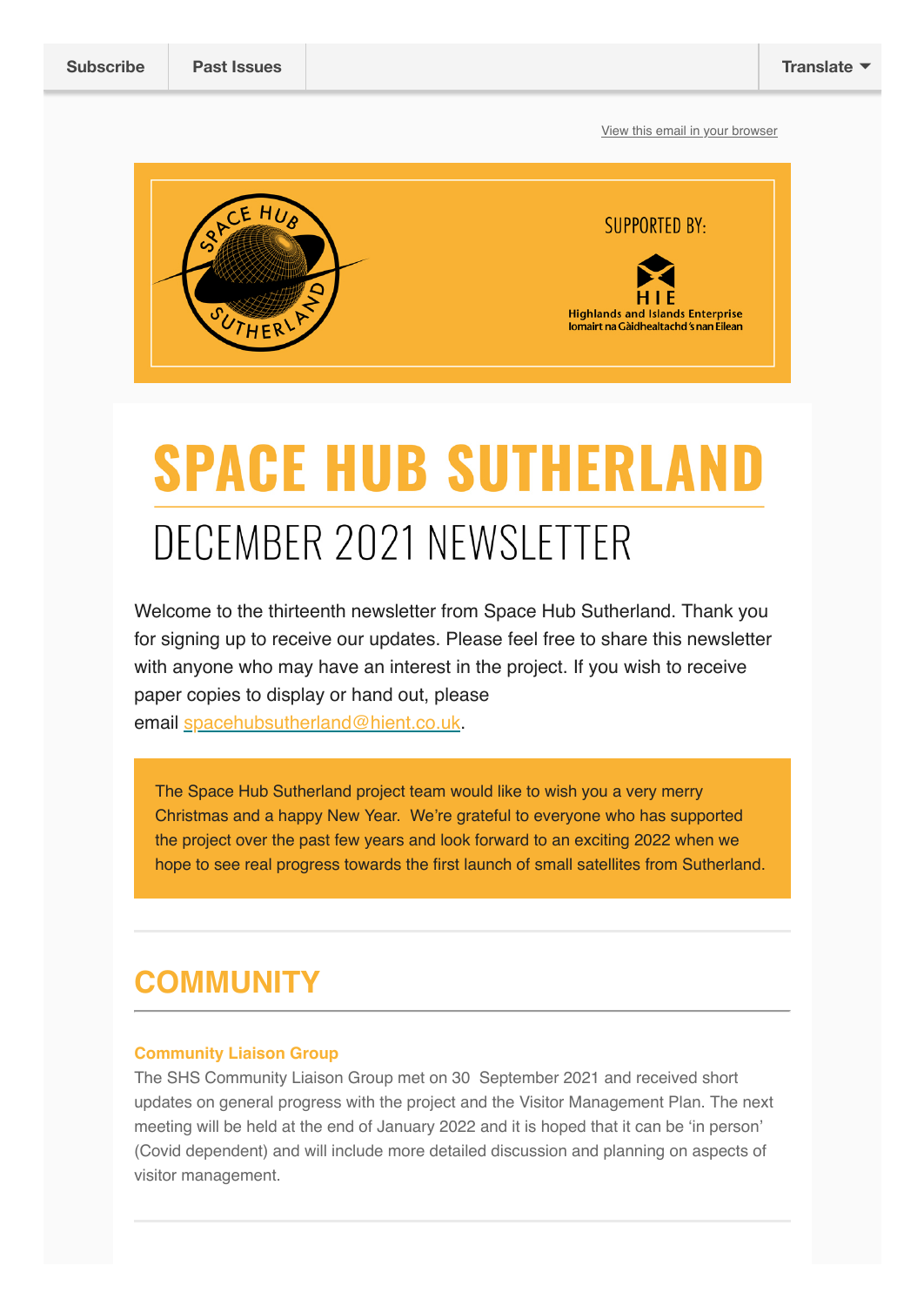Subscribe | Past Issues | Translate

View this email in your browser

SUPPORTED BY:

HIE
Highlands and Islands Enterprise
Iomairt na Gàidhealtachd 's nan Eilean

# SPACE HUB SUTHERLAND

## DECEMBER 2021 NEWSLETTER

Welcome to the thirteenth newsletter from Space Hub Sutherland. Thank you for signing up to receive our updates. Please feel free to share this newsletter with anyone who may have an interest in the project. If you wish to receive paper copies to display or hand out, please email spacehubsutherland@hient.co.uk.

The Space Hub Sutherland project team would like to wish you a very merry Christmas and a happy New Year.  We're grateful to everyone who has supported the project over the past few years and look forward to an exciting 2022 when we hope to see real progress towards the first launch of small satellites from Sutherland.

## COMMUNITY

### Community Liaison Group

The SHS Community Liaison Group met on 30  September 2021 and received short updates on general progress with the project and the Visitor Management Plan. The next meeting will be held at the end of January 2022 and it is hoped that it can be 'in person' (Covid dependent) and will include more detailed discussion and planning on aspects of visitor management.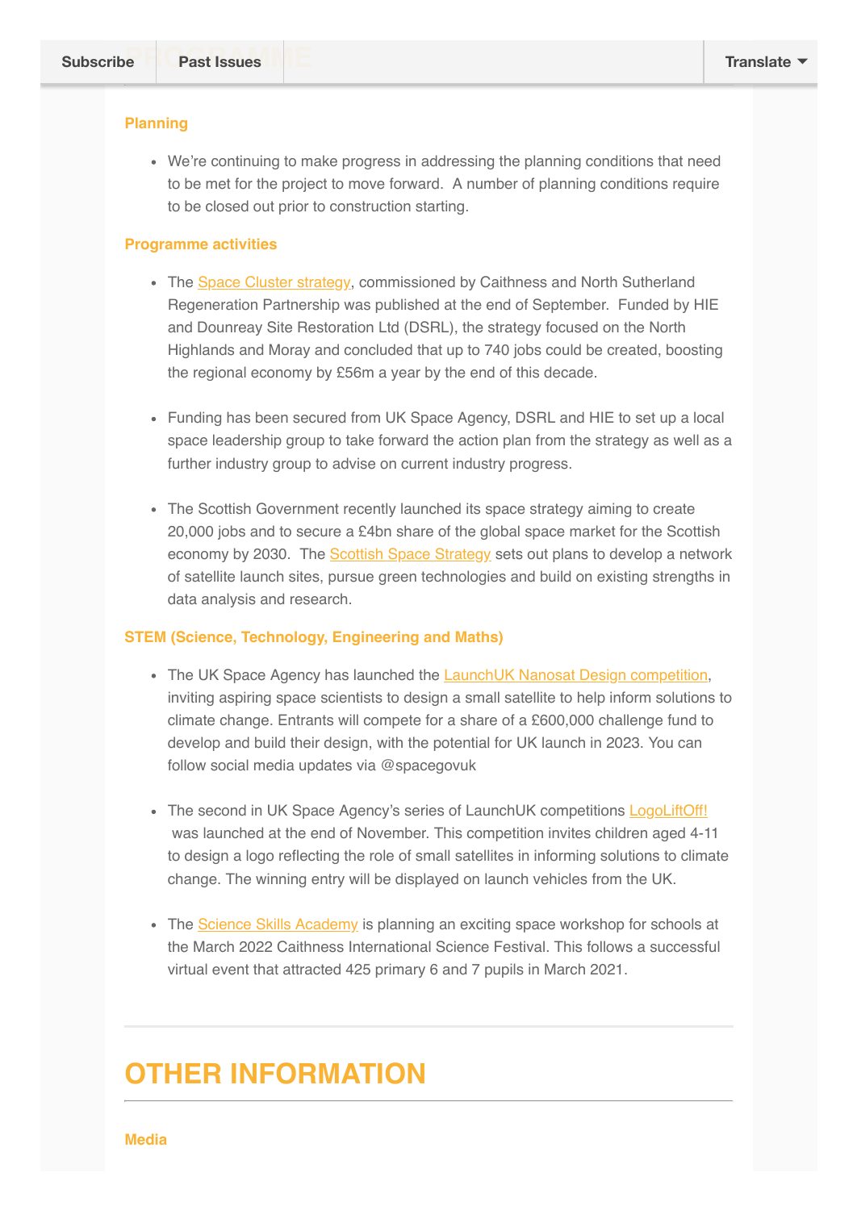### Planning

- We're continuing to make progress in addressing the planning conditions that need to be met for the project to move forward. A number of planning conditions require to be closed out prior to construction starting.

### Programme activities

- The Space Cluster strategy, commissioned by Caithness and North Sutherland Regeneration Partnership was published at the end of September. Funded by HIE and Dounreay Site Restoration Ltd (DSRL), the strategy focused on the North Highlands and Moray and concluded that up to 740 jobs could be created, boosting the regional economy by £56m a year by the end of this decade.

- Funding has been secured from UK Space Agency, DSRL and HIE to set up a local space leadership group to take forward the action plan from the strategy as well as a further industry group to advise on current industry progress.

- The Scottish Government recently launched its space strategy aiming to create 20,000 jobs and to secure a £4bn share of the global space market for the Scottish economy by 2030. The Scottish Space Strategy sets out plans to develop a network of satellite launch sites, pursue green technologies and build on existing strengths in data analysis and research.

### STEM (Science, Technology, Engineering and Maths)

- The UK Space Agency has launched the LaunchUK Nanosat Design competition, inviting aspiring space scientists to design a small satellite to help inform solutions to climate change. Entrants will compete for a share of a £600,000 challenge fund to develop and build their design, with the potential for UK launch in 2023. You can follow social media updates via @spacegovuk

- The second in UK Space Agency's series of LaunchUK competitions LogoLiftOff! was launched at the end of November. This competition invites children aged 4-11 to design a logo reflecting the role of small satellites in informing solutions to climate change. The winning entry will be displayed on launch vehicles from the UK.

- The Science Skills Academy is planning an exciting space workshop for schools at the March 2022 Caithness International Science Festival. This follows a successful virtual event that attracted 425 primary 6 and 7 pupils in March 2021.

---

## OTHER INFORMATION

### Media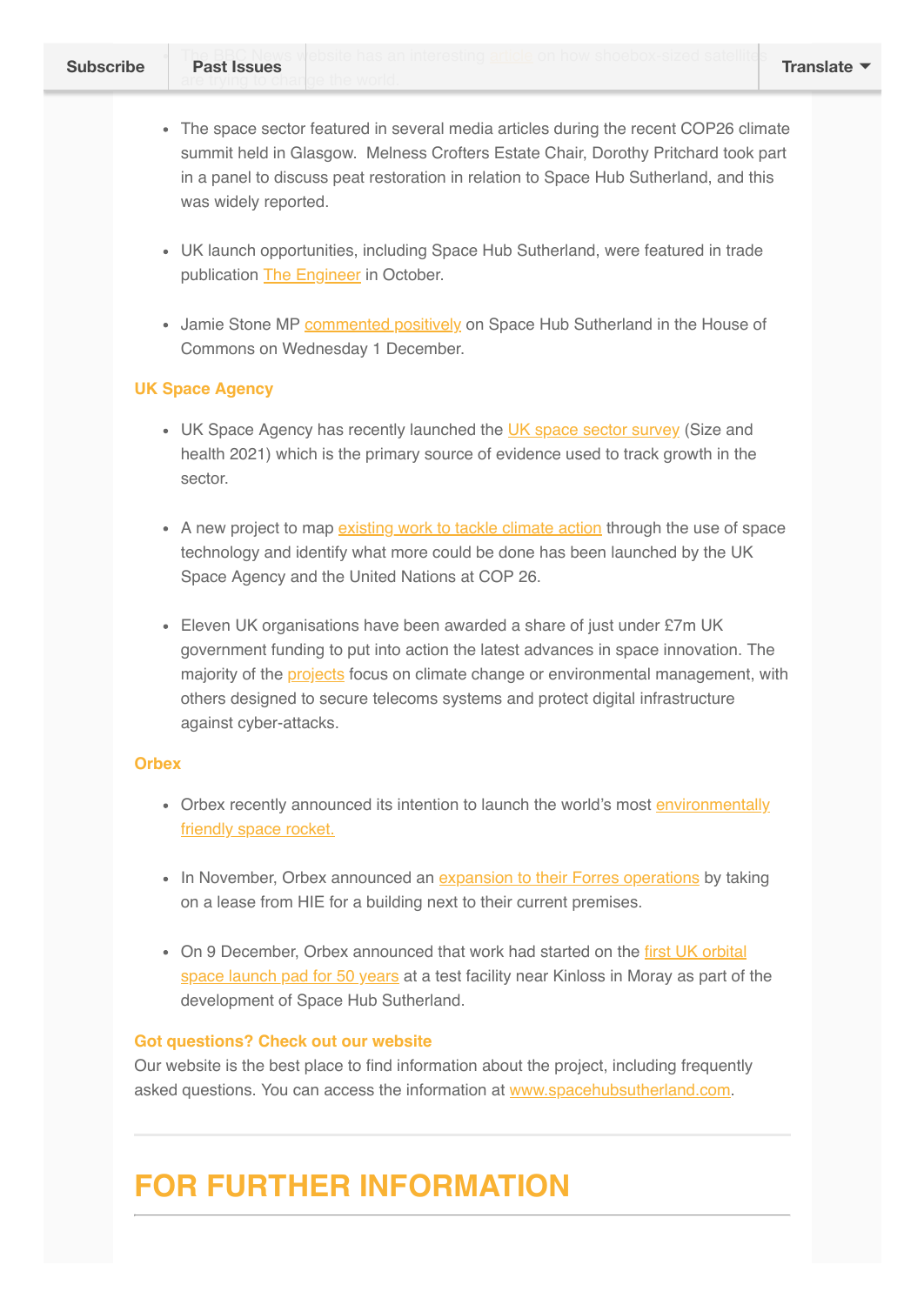- The BBC News website has an interesting article on how shoebox-sized satellites are trying to change the world.

- The space sector featured in several media articles during the recent COP26 climate summit held in Glasgow. Melness Crofters Estate Chair, Dorothy Pritchard took part in a panel to discuss peat restoration in relation to Space Hub Sutherland, and this was widely reported.

- UK launch opportunities, including Space Hub Sutherland, were featured in trade publication The Engineer in October.

- Jamie Stone MP commented positively on Space Hub Sutherland in the House of Commons on Wednesday 1 December.

### UK Space Agency

- UK Space Agency has recently launched the UK space sector survey (Size and health 2021) which is the primary source of evidence used to track growth in the sector.

- A new project to map existing work to tackle climate action through the use of space technology and identify what more could be done has been launched by the UK Space Agency and the United Nations at COP 26.

- Eleven UK organisations have been awarded a share of just under £7m UK government funding to put into action the latest advances in space innovation. The majority of the projects focus on climate change or environmental management, with others designed to secure telecoms systems and protect digital infrastructure against cyber-attacks.

### Orbex

- Orbex recently announced its intention to launch the world's most environmentally friendly space rocket.

- In November, Orbex announced an expansion to their Forres operations by taking on a lease from HIE for a building next to their current premises.

- On 9 December, Orbex announced that work had started on the first UK orbital space launch pad for 50 years at a test facility near Kinloss in Moray as part of the development of Space Hub Sutherland.

### Got questions? Check out our website

Our website is the best place to find information about the project, including frequently asked questions. You can access the information at www.spacehubsutherland.com.

---

# FOR FURTHER INFORMATION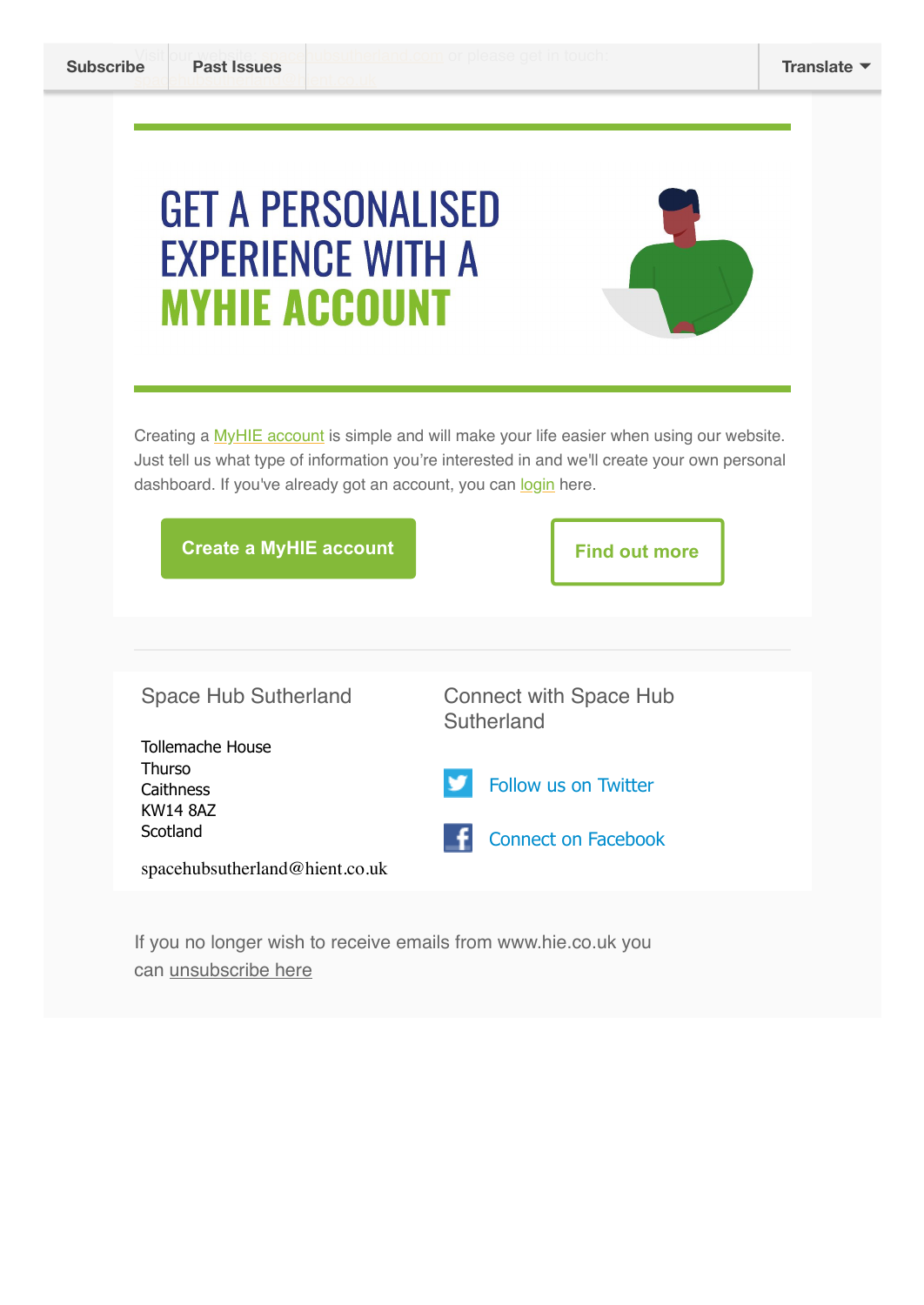Subscribe | Past Issues | Translate

# GET A PERSONALISED EXPERIENCE WITH A **MYHIE ACCOUNT**

Creating a MyHIE account is simple and will make your life easier when using our website. Just tell us what type of information you're interested in and we'll create your own personal dashboard. If you've already got an account, you can login here.

**Create a MyHIE account**

**Find out more**

---

## Space Hub Sutherland

Tollemache House
Thurso
Caithness
KW14 8AZ
Scotland

spacehubsutherland@hient.co.uk

## Connect with Space Hub Sutherland

Follow us on Twitter

Connect on Facebook

If you no longer wish to receive emails from www.hie.co.uk you can unsubscribe here